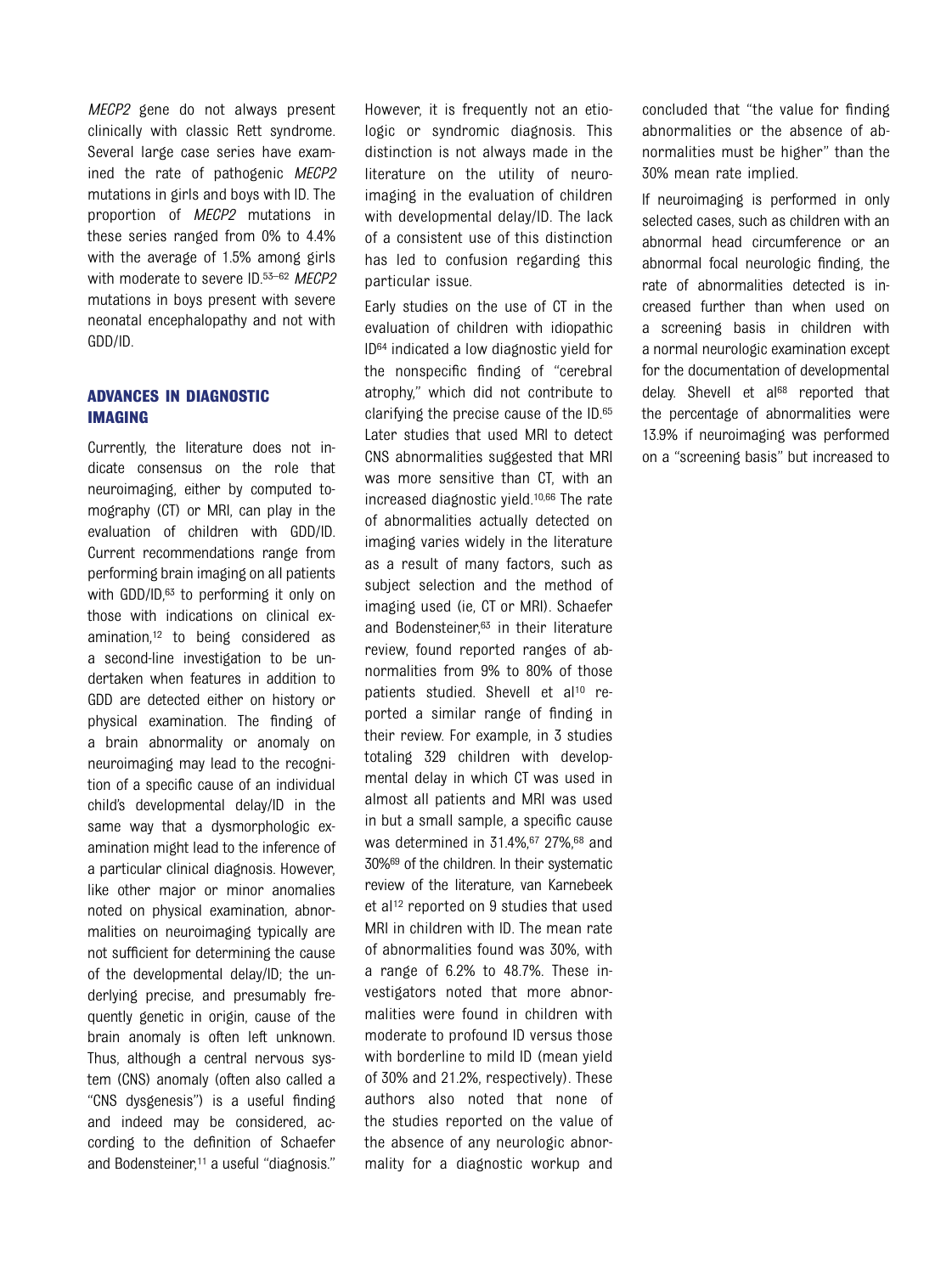*MECP2* gene do not always present clinically with classic Rett syndrome. Several large case series have examined the rate of pathogenic *MECP2* mutations in girls and boys with ID. The proportion of *MECP2* mutations in these series ranged from 0% to 4.4% with the average of 1.5% among girls with moderate to severe ID.[53–62] *MECP2* mutations in boys present with severe neonatal encephalopathy and not with GDD/ID.

## ADVANCES IN DIAGNOSTIC IMAGING

Currently, the literature does not indicate consensus on the role that neuroimaging, either by computed tomography (CT) or MRI, can play in the evaluation of children with GDD/ID. Current recommendations range from performing brain imaging on all patients with GDD/ID,[63] to performing it only on those with indications on clinical examination,[12] to being considered as a second-line investigation to be undertaken when features in addition to GDD are detected either on history or physical examination. The finding of a brain abnormality or anomaly on neuroimaging may lead to the recognition of a specific cause of an individual child's developmental delay/ID in the same way that a dysmorphologic examination might lead to the inference of a particular clinical diagnosis. However, like other major or minor anomalies noted on physical examination, abnormalities on neuroimaging typically are not sufficient for determining the cause of the developmental delay/ID; the underlying precise, and presumably frequently genetic in origin, cause of the brain anomaly is often left unknown. Thus, although a central nervous system (CNS) anomaly (often also called a "CNS dysgenesis") is a useful finding and indeed may be considered, according to the definition of Schaefer and Bodensteiner,[11] a useful "diagnosis." However, it is frequently not an etiologic or syndromic diagnosis. This distinction is not always made in the literature on the utility of neuroimaging in the evaluation of children with developmental delay/ID. The lack of a consistent use of this distinction has led to confusion regarding this particular issue.

Early studies on the use of CT in the evaluation of children with idiopathic ID[64] indicated a low diagnostic yield for the nonspecific finding of "cerebral atrophy," which did not contribute to clarifying the precise cause of the ID.[65] Later studies that used MRI to detect CNS abnormalities suggested that MRI was more sensitive than CT, with an increased diagnostic yield.[10,66] The rate of abnormalities actually detected on imaging varies widely in the literature as a result of many factors, such as subject selection and the method of imaging used (ie, CT or MRI). Schaefer and Bodensteiner,[63] in their literature review, found reported ranges of abnormalities from 9% to 80% of those patients studied. Shevell et al[10] reported a similar range of finding in their review. For example, in 3 studies totaling 329 children with developmental delay in which CT was used in almost all patients and MRI was used in but a small sample, a specific cause was determined in 31.4%,[67] 27%,[68] and 30%[69] of the children. In their systematic review of the literature, van Karnebeek et al[12] reported on 9 studies that used MRI in children with ID. The mean rate of abnormalities found was 30%, with a range of 6.2% to 48.7%. These investigators noted that more abnormalities were found in children with moderate to profound ID versus those with borderline to mild ID (mean yield of 30% and 21.2%, respectively). These authors also noted that none of the studies reported on the value of the absence of any neurologic abnormality for a diagnostic workup and concluded that "the value for finding abnormalities or the absence of abnormalities must be higher" than the 30% mean rate implied.

If neuroimaging is performed in only selected cases, such as children with an abnormal head circumference or an abnormal focal neurologic finding, the rate of abnormalities detected is increased further than when used on a screening basis in children with a normal neurologic examination except for the documentation of developmental delay. Shevell et al[68] reported that the percentage of abnormalities were 13.9% if neuroimaging was performed on a "screening basis" but increased to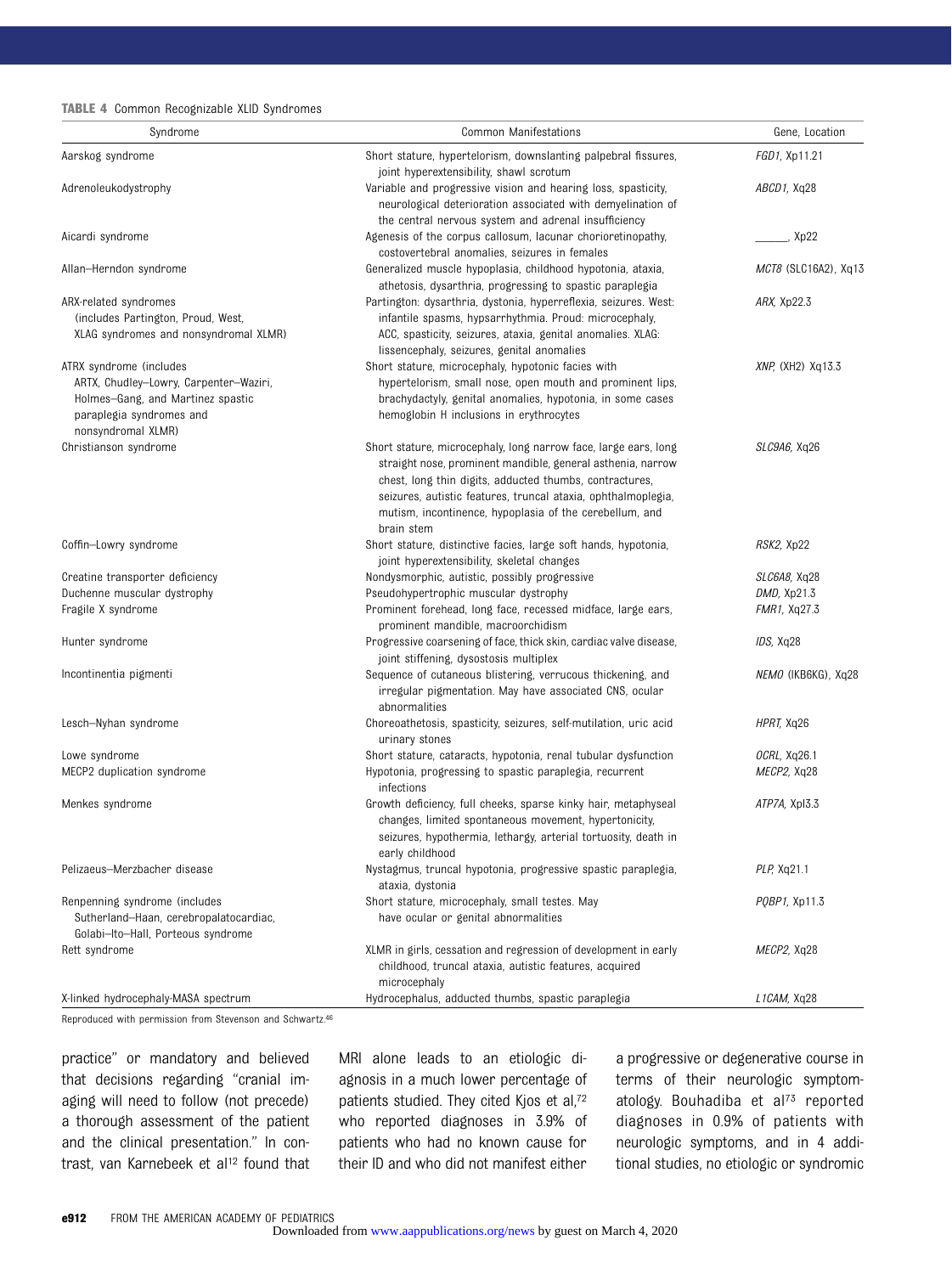**TABLE 4** Common Recognizable XLID Syndromes

| Syndrome | Common Manifestations | Gene, Location |
|---|---|---|
| Aarskog syndrome | Short stature, hypertelorism, downslanting palpebral fissures, joint hyperextensibility, shawl scrotum | *FGD1*, Xp11.21 |
| Adrenoleukodystrophy | Variable and progressive vision and hearing loss, spasticity, neurological deterioration associated with demyelination of the central nervous system and adrenal insufficiency | *ABCD1*, Xq28 |
| Aicardi syndrome | Agenesis of the corpus callosum, lacunar chorioretinopathy, costovertebral anomalies, seizures in females | _____, Xp22 |
| Allan–Herndon syndrome | Generalized muscle hypoplasia, childhood hypotonia, ataxia, athetosis, dysarthria, progressing to spastic paraplegia | *MCT8* (SLC16A2), Xq13 |
| ARX-related syndromes (includes Partington, Proud, West, XLAG syndromes and nonsyndromal XLMR) | Partington: dysarthria, dystonia, hyperreflexia, seizures. West: infantile spasms, hypsarrhythmia. Proud: microcephaly, ACC, spasticity, seizures, ataxia, genital anomalies. XLAG: lissencephaly, seizures, genital anomalies | *ARX*, Xp22.3 |
| ATRX syndrome (includes ATRX, Chudley–Lowry, Carpenter–Waziri, Holmes–Gang, and Martinez spastic paraplegia syndromes and nonsyndromal XLMR) | Short stature, microcephaly, hypotonic facies with hypertelorism, small nose, open mouth and prominent lips, brachydactyly, genital anomalies, hypotonia, in some cases hemoglobin H inclusions in erythrocytes | *XNP*, (XH2) Xq13.3 |
| Christianson syndrome | Short stature, microcephaly, long narrow face, large ears, long straight nose, prominent mandible, general asthenia, narrow chest, long thin digits, adducted thumbs, contractures, seizures, autistic features, truncal ataxia, ophthalmoplegia, mutism, incontinence, hypoplasia of the cerebellum, and brain stem | *SLC9A6*, Xq26 |
| Coffin–Lowry syndrome | Short stature, distinctive facies, large soft hands, hypotonia, joint hyperextensibility, skeletal changes | *RSK2*, Xp22 |
| Creatine transporter deficiency | Nondysmorphic, autistic, possibly progressive | *SLC6A8*, Xq28 |
| Duchenne muscular dystrophy | Pseudohypertrophic muscular dystrophy | *DMD*, Xp21.3 |
| Fragile X syndrome | Prominent forehead, long face, recessed midface, large ears, prominent mandible, macroorchidism | *FMR1*, Xq27.3 |
| Hunter syndrome | Progressive coarsening of face, thick skin, cardiac valve disease, joint stiffening, dysostosis multiplex | *IDS*, Xq28 |
| Incontinentia pigmenti | Sequence of cutaneous blistering, verrucous thickening, and irregular pigmentation. May have associated CNS, ocular abnormalities | *NEMO* (IKBKG), Xq28 |
| Lesch–Nyhan syndrome | Choreoathetosis, spasticity, seizures, self-mutilation, uric acid urinary stones | *HPRT*, Xq26 |
| Lowe syndrome | Short stature, cataracts, hypotonia, renal tubular dysfunction | *OCRL*, Xq26.1 |
| MECP2 duplication syndrome | Hypotonia, progressing to spastic paraplegia, recurrent infections | *MECP2*, Xq28 |
| Menkes syndrome | Growth deficiency, full cheeks, sparse kinky hair, metaphyseal changes, limited spontaneous movement, hypertonicity, seizures, hypothermia, lethargy, arterial tortuosity, death in early childhood | *ATP7A*, Xpl3.3 |
| Pelizaeus–Merzbacher disease | Nystagmus, truncal hypotonia, progressive spastic paraplegia, ataxia, dystonia | *PLP*, Xq21.1 |
| Renpenning syndrome (includes Sutherland–Haan, cerebropalatocardiac, Golabi–Ito–Hall, Porteous syndrome | Short stature, microcephaly, small testes. May have ocular or genital abnormalities | *PQBP1*, Xp11.3 |
| Rett syndrome | XLMR in girls, cessation and regression of development in early childhood, truncal ataxia, autistic features, acquired microcephaly | *MECP2*, Xq28 |
| X-linked hydrocephaly-MASA spectrum | Hydrocephalus, adducted thumbs, spastic paraplegia | *L1CAM*, Xq28 |

Reproduced with permission from Stevenson and Schwartz.[46]

practice" or mandatory and believed that decisions regarding "cranial imaging will need to follow (not precede) a thorough assessment of the patient and the clinical presentation." In contrast, van Karnebeek et al[12] found that MRI alone leads to an etiologic diagnosis in a much lower percentage of patients studied. They cited Kjos et al,[72] who reported diagnoses in 3.9% of patients who had no known cause for their ID and who did not manifest either a progressive or degenerative course in terms of their neurologic symptomatology. Bouhadiba et al[73] reported diagnoses in 0.9% of patients with neurologic symptoms, and in 4 additional studies, no etiologic or syndromic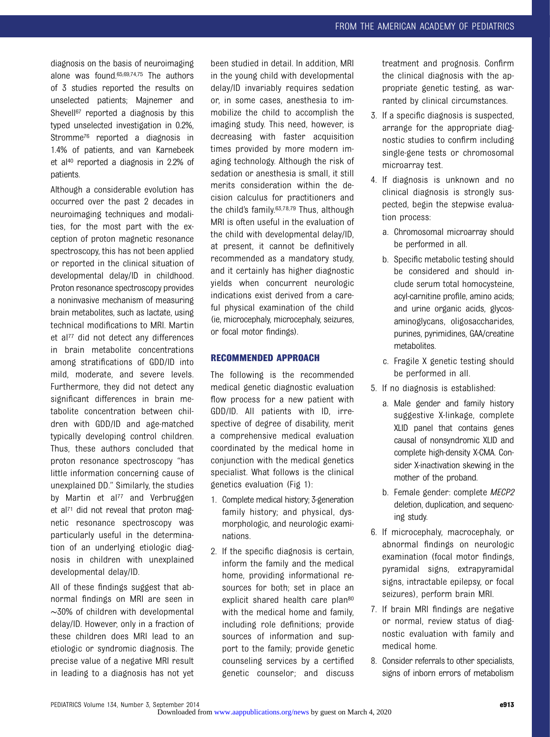diagnosis on the basis of neuroimaging alone was found.[65,69,74,75] The authors of 3 studies reported the results on unselected patients; Majnemer and Shevell[67] reported a diagnosis by this typed unselected investigation in 0.2%, Stromme[76] reported a diagnosis in 1.4% of patients, and van Karnebeek et al[40] reported a diagnosis in 2.2% of patients.

Although a considerable evolution has occurred over the past 2 decades in neuroimaging techniques and modalities, for the most part with the exception of proton magnetic resonance spectroscopy, this has not been applied or reported in the clinical situation of developmental delay/ID in childhood. Proton resonance spectroscopy provides a noninvasive mechanism of measuring brain metabolites, such as lactate, using technical modifications to MRI. Martin et al[77] did not detect any differences in brain metabolite concentrations among stratifications of GDD/ID into mild, moderate, and severe levels. Furthermore, they did not detect any significant differences in brain metabolite concentration between children with GDD/ID and age-matched typically developing control children. Thus, these authors concluded that proton resonance spectroscopy "has little information concerning cause of unexplained DD." Similarly, the studies by Martin et al[77] and Verbruggen et al[71] did not reveal that proton magnetic resonance spectroscopy was particularly useful in the determination of an underlying etiologic diagnosis in children with unexplained developmental delay/ID.

All of these findings suggest that abnormal findings on MRI are seen in ~30% of children with developmental delay/ID. However, only in a fraction of these children does MRI lead to an etiologic or syndromic diagnosis. The precise value of a negative MRI result in leading to a diagnosis has not yet been studied in detail. In addition, MRI in the young child with developmental delay/ID invariably requires sedation or, in some cases, anesthesia to immobilize the child to accomplish the imaging study. This need, however, is decreasing with faster acquisition times provided by more modern imaging technology. Although the risk of sedation or anesthesia is small, it still merits consideration within the decision calculus for practitioners and the child's family.[63,78,79] Thus, although MRI is often useful in the evaluation of the child with developmental delay/ID, at present, it cannot be definitively recommended as a mandatory study, and it certainly has higher diagnostic yields when concurrent neurologic indications exist derived from a careful physical examination of the child (ie, microcephaly, microcephaly, seizures, or focal motor findings).

## RECOMMENDED APPROACH

The following is the recommended medical genetic diagnostic evaluation flow process for a new patient with GDD/ID. All patients with ID, irrespective of degree of disability, merit a comprehensive medical evaluation coordinated by the medical home in conjunction with the medical genetics specialist. What follows is the clinical genetics evaluation (Fig 1):

1. Complete medical history; 3-generation family history; and physical, dysmorphologic, and neurologic examinations.
2. If the specific diagnosis is certain, inform the family and the medical home, providing informational resources for both; set in place an explicit shared health care plan[80] with the medical home and family, including role definitions; provide sources of information and support to the family; provide genetic counseling services by a certified genetic counselor; and discuss treatment and prognosis. Confirm the clinical diagnosis with the appropriate genetic testing, as warranted by clinical circumstances.
3. If a specific diagnosis is suspected, arrange for the appropriate diagnostic studies to confirm including single-gene tests or chromosomal microarray test.
4. If diagnosis is unknown and no clinical diagnosis is strongly suspected, begin the stepwise evaluation process:
   a. Chromosomal microarray should be performed in all.
   b. Specific metabolic testing should be considered and should include serum total homocysteine, acyl-carnitine profile, amino acids; and urine organic acids, glycosaminoglycans, oligosaccharides, purines, pyrimidines, GAA/creatine metabolites.
   c. Fragile X genetic testing should be performed in all.
5. If no diagnosis is established:
   a. Male gender and family history suggestive X-linkage, complete XLID panel that contains genes causal of nonsyndromic XLID and complete high-density X-CMA. Consider X-inactivation skewing in the mother of the proband.
   b. Female gender: complete *MECP2* deletion, duplication, and sequencing study.
6. If microcephaly, macrocephaly, or abnormal findings on neurologic examination (focal motor findings, pyramidal signs, extrapyramidal signs, intractable epilepsy, or focal seizures), perform brain MRI.
7. If brain MRI findings are negative or normal, review status of diagnostic evaluation with family and medical home.
8. Consider referrals to other specialists, signs of inborn errors of metabolism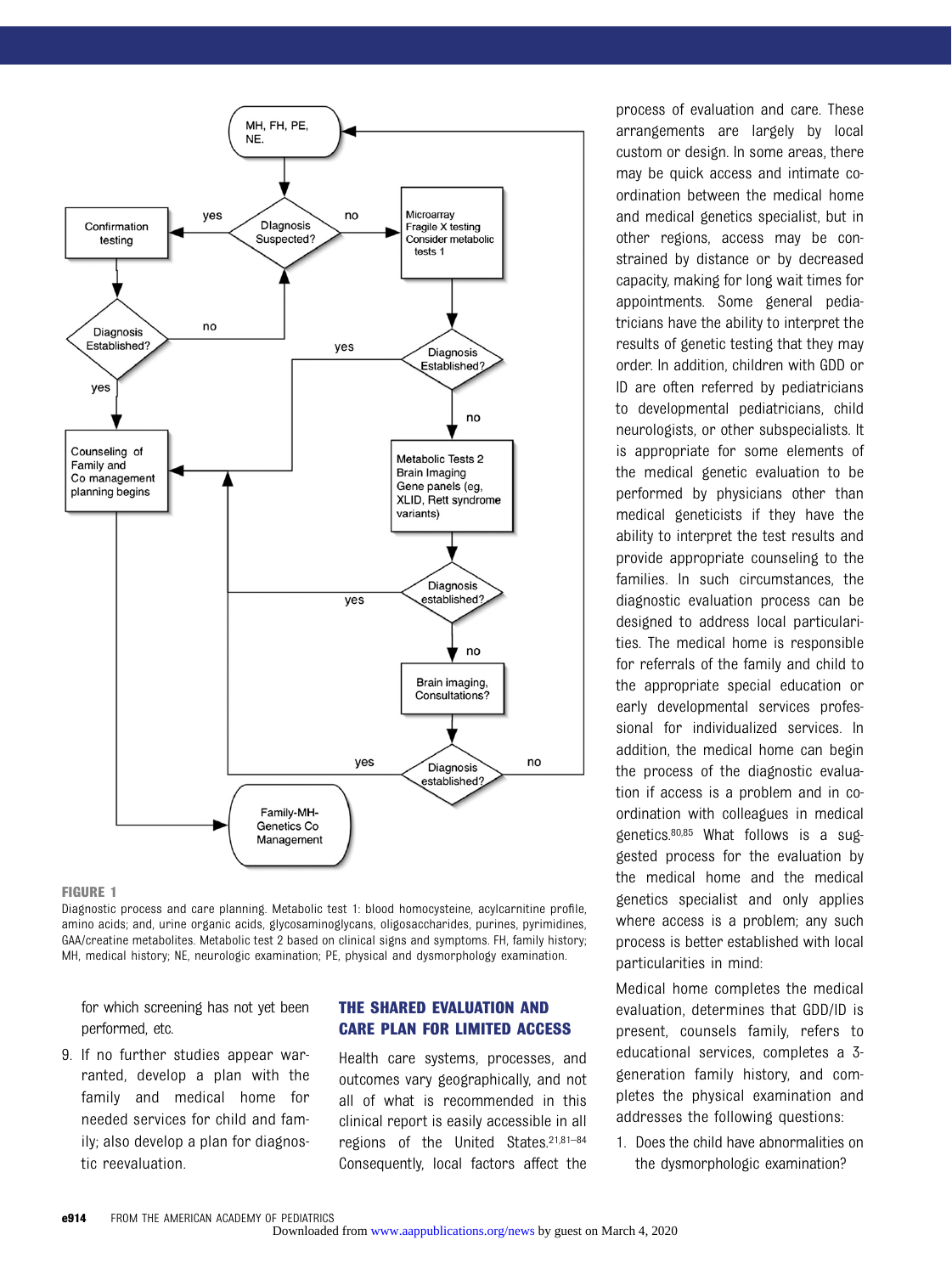MH, FH, PE, NE.

Diagnosis Suspected?

yes

no

Confirmation testing

Microarray
Fragile X testing
Consider metabolic tests 1

Diagnosis Established?

no

yes

Diagnosis Established?

yes

no

Counseling of Family and Co management planning begins

Metabolic Tests 2
Brain Imaging
Gene panels (eg, XLID, Rett syndrome variants)

Diagnosis established?

yes

no

Brain imaging, Consultations?

Diagnosis established?

yes

no

Family-MH-Genetics Co Management

**FIGURE 1**

Diagnostic process and care planning. Metabolic test 1: blood homocysteine, acylcarnitine profile, amino acids; and, urine organic acids, glycosaminoglycans, oligosaccharides, purines, pyrimidines, GAA/creatine metabolites. Metabolic test 2 based on clinical signs and symptoms. FH, family history; MH, medical history; NE, neurologic examination; PE, physical and dysmorphology examination.

for which screening has not yet been performed, etc.

9. If no further studies appear warranted, develop a plan with the family and medical home for needed services for child and family; also develop a plan for diagnostic reevaluation.

## THE SHARED EVALUATION AND CARE PLAN FOR LIMITED ACCESS

Health care systems, processes, and outcomes vary geographically, and not all of what is recommended in this clinical report is easily accessible in all regions of the United States.[21,81–84] Consequently, local factors affect the process of evaluation and care. These arrangements are largely by local custom or design. In some areas, there may be quick access and intimate coordination between the medical home and medical genetics specialist, but in other regions, access may be constrained by distance or by decreased capacity, making for long wait times for appointments. Some general pediatricians have the ability to interpret the results of genetic testing that they may order. In addition, children with GDD or ID are often referred by pediatricians to developmental pediatricians, child neurologists, or other subspecialists. It is appropriate for some elements of the medical genetic evaluation to be performed by physicians other than medical geneticists if they have the ability to interpret the test results and provide appropriate counseling to the families. In such circumstances, the diagnostic evaluation process can be designed to address local particularities. The medical home is responsible for referrals of the family and child to the appropriate special education or early developmental services professional for individualized services. In addition, the medical home can begin the process of the diagnostic evaluation if access is a problem and in coordination with colleagues in medical genetics.[80,85] What follows is a suggested process for the evaluation by the medical home and the medical genetics specialist and only applies where access is a problem; any such process is better established with local particularities in mind:

Medical home completes the medical evaluation, determines that GDD/ID is present, counsels family, refers to educational services, completes a 3-generation family history, and completes the physical examination and addresses the following questions:

1. Does the child have abnormalities on the dysmorphologic examination?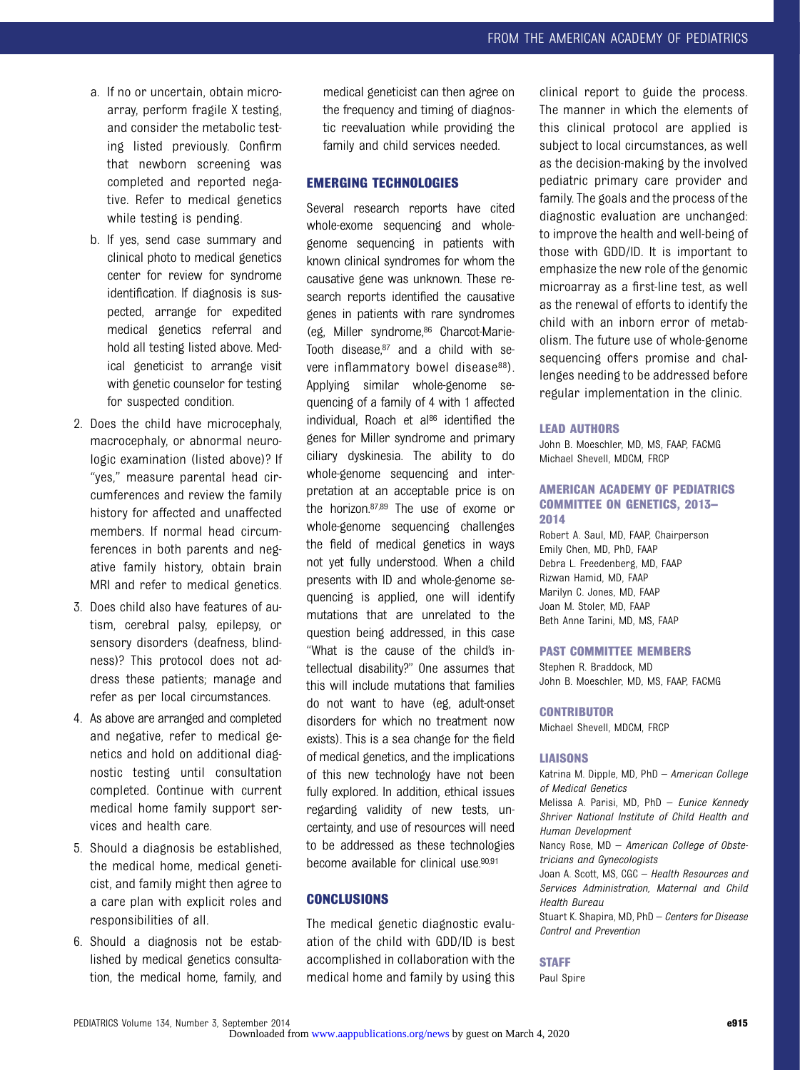a. If no or uncertain, obtain microarray, perform fragile X testing, and consider the metabolic testing listed previously. Confirm that newborn screening was completed and reported negative. Refer to medical genetics while testing is pending.

b. If yes, send case summary and clinical photo to medical genetics center for review for syndrome identification. If diagnosis is suspected, arrange for expedited medical genetics referral and hold all testing listed above. Medical geneticist to arrange visit with genetic counselor for testing for suspected condition.

2. Does the child have microcephaly, macrocephaly, or abnormal neurologic examination (listed above)? If "yes," measure parental head circumferences and review the family history for affected and unaffected members. If normal head circumferences in both parents and negative family history, obtain brain MRI and refer to medical genetics.
3. Does child also have features of autism, cerebral palsy, epilepsy, or sensory disorders (deafness, blindness)? This protocol does not address these patients; manage and refer as per local circumstances.
4. As above are arranged and completed and negative, refer to medical genetics and hold on additional diagnostic testing until consultation completed. Continue with current medical home family support services and health care.
5. Should a diagnosis be established, the medical home, medical geneticist, and family might then agree to a care plan with explicit roles and responsibilities of all.
6. Should a diagnosis not be established by medical genetics consultation, the medical home, family, and medical geneticist can then agree on the frequency and timing of diagnostic reevaluation while providing the family and child services needed.

## EMERGING TECHNOLOGIES

Several research reports have cited whole-exome sequencing and whole-genome sequencing in patients with known clinical syndromes for whom the causative gene was unknown. These research reports identified the causative genes in patients with rare syndromes (eg, Miller syndrome,[86] Charcot-Marie-Tooth disease,[87] and a child with severe inflammatory bowel disease[88]). Applying similar whole-genome sequencing of a family of 4 with 1 affected individual, Roach et al[86] identified the genes for Miller syndrome and primary ciliary dyskinesia. The ability to do whole-genome sequencing and interpretation at an acceptable price is on the horizon.[87,89] The use of exome or whole-genome sequencing challenges the field of medical genetics in ways not yet fully understood. When a child presents with ID and whole-genome sequencing is applied, one will identify mutations that are unrelated to the question being addressed, in this case "What is the cause of the child's intellectual disability?" One assumes that this will include mutations that families do not want to have (eg, adult-onset disorders for which no treatment now exists). This is a sea change for the field of medical genetics, and the implications of this new technology have not been fully explored. In addition, ethical issues regarding validity of new tests, uncertainty, and use of resources will need to be addressed as these technologies become available for clinical use.[90,91]

## CONCLUSIONS

The medical genetic diagnostic evaluation of the child with GDD/ID is best accomplished in collaboration with the medical home and family by using this clinical report to guide the process. The manner in which the elements of this clinical protocol are applied is subject to local circumstances, as well as the decision-making by the involved pediatric primary care provider and family. The goals and the process of the diagnostic evaluation are unchanged: to improve the health and well-being of those with GDD/ID. It is important to emphasize the new role of the genomic microarray as a first-line test, as well as the renewal of efforts to identify the child with an inborn error of metabolism. The future use of whole-genome sequencing offers promise and challenges needing to be addressed before regular implementation in the clinic.

### LEAD AUTHORS

John B. Moeschler, MD, MS, FAAP, FACMG
Michael Shevell, MDCM, FRCP

### AMERICAN ACADEMY OF PEDIATRICS COMMITTEE ON GENETICS, 2013–2014

Robert A. Saul, MD, FAAP, Chairperson
Emily Chen, MD, PhD, FAAP
Debra L. Freedenberg, MD, FAAP
Rizwan Hamid, MD, FAAP
Marilyn C. Jones, MD, FAAP
Joan M. Stoler, MD, FAAP
Beth Anne Tarini, MD, MS, FAAP

### PAST COMMITTEE MEMBERS

Stephen R. Braddock, MD
John B. Moeschler, MD, MS, FAAP, FACMG

### CONTRIBUTOR

Michael Shevell, MDCM, FRCP

### LIAISONS

Katrina M. Dipple, MD, PhD – *American College of Medical Genetics*
Melissa A. Parisi, MD, PhD – *Eunice Kennedy Shriver National Institute of Child Health and Human Development*
Nancy Rose, MD – *American College of Obstetricians and Gynecologists*
Joan A. Scott, MS, CGC – *Health Resources and Services Administration, Maternal and Child Health Bureau*
Stuart K. Shapira, MD, PhD – *Centers for Disease Control and Prevention*

### STAFF

Paul Spire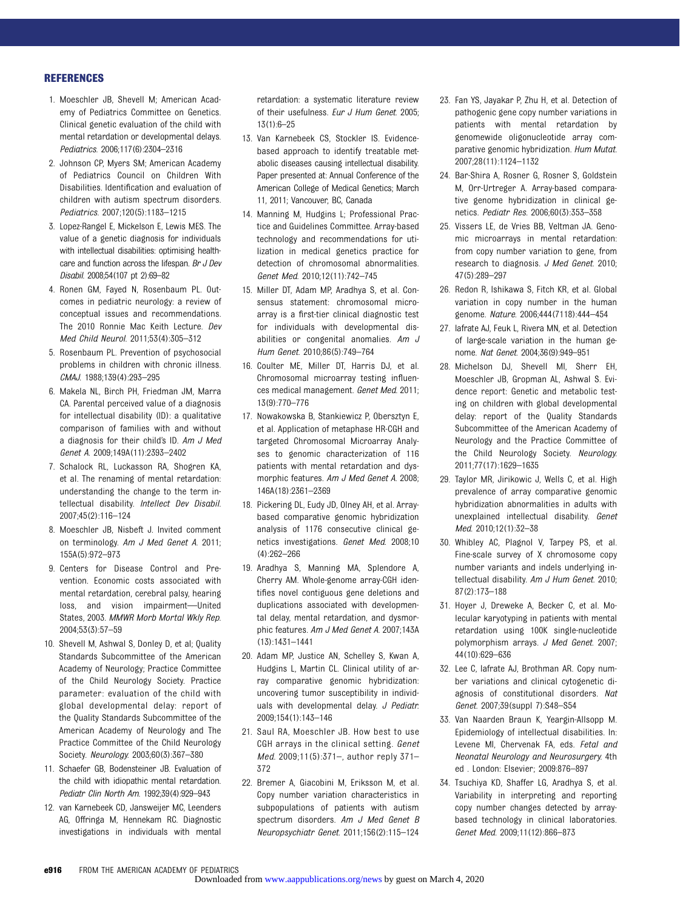## REFERENCES

1. Moeschler JB, Shevell M; American Academy of Pediatrics Committee on Genetics. Clinical genetic evaluation of the child with mental retardation or developmental delays. *Pediatrics*. 2006;117(6):2304–2316
2. Johnson CP, Myers SM; American Academy of Pediatrics Council on Children With Disabilities. Identification and evaluation of children with autism spectrum disorders. *Pediatrics*. 2007;120(5):1183–1215
3. Lopez-Rangel E, Mickelson E, Lewis MES. The value of a genetic diagnosis for individuals with intellectual disabilities: optimising healthcare and function across the lifespan. *Br J Dev Disabil*. 2008;54(107 pt 2):69–82
4. Ronen GM, Fayed N, Rosenbaum PL. Outcomes in pediatric neurology: a review of conceptual issues and recommendations. The 2010 Ronnie Mac Keith Lecture. *Dev Med Child Neurol*. 2011;53(4):305–312
5. Rosenbaum PL. Prevention of psychosocial problems in children with chronic illness. *CMAJ*. 1988;139(4):293–295
6. Makela NL, Birch PH, Friedman JM, Marra CA. Parental perceived value of a diagnosis for intellectual disability (ID): a qualitative comparison of families with and without a diagnosis for their child's ID. *Am J Med Genet A*. 2009;149A(11):2393–2402
7. Schalock RL, Luckasson RA, Shogren KA, et al. The renaming of mental retardation: understanding the change to the term intellectual disability. *Intellect Dev Disabil*. 2007;45(2):116–124
8. Moeschler JB, Nisbeft J. Invited comment on terminology. *Am J Med Genet A*. 2011; 155A(5):972–973
9. Centers for Disease Control and Prevention. Economic costs associated with mental retardation, cerebral palsy, hearing loss, and vision impairment—United States, 2003. *MMWR Morb Mortal Wkly Rep*. 2004;53(3):57–59
10. Shevell M, Ashwal S, Donley D, et al; Quality Standards Subcommittee of the American Academy of Neurology; Practice Committee of the Child Neurology Society. Practice parameter: evaluation of the child with global developmental delay: report of the Quality Standards Subcommittee of the American Academy of Neurology and The Practice Committee of the Child Neurology Society. *Neurology*. 2003;60(3):367–380
11. Schaefer GB, Bodensteiner JB. Evaluation of the child with idiopathic mental retardation. *Pediatr Clin North Am*. 1992;39(4):929–943
12. van Karnebeek CD, Jansweijer MC, Leenders AG, Offringa M, Hennekam RC. Diagnostic investigations in individuals with mental retardation: a systematic literature review of their usefulness. *Eur J Hum Genet*. 2005; 13(1):6–25
13. Van Karnebeek CS, Stockler IS. Evidence-based approach to identify treatable metabolic diseases causing intellectual disability. Paper presented at: Annual Conference of the American College of Medical Genetics; March 11, 2011; Vancouver, BC, Canada
14. Manning M, Hudgins L; Professional Practice and Guidelines Committee. Array-based technology and recommendations for utilization in medical genetics practice for detection of chromosomal abnormalities. *Genet Med*. 2010;12(11):742–745
15. Miller DT, Adam MP, Aradhya S, et al. Consensus statement: chromosomal microarray is a first-tier clinical diagnostic test for individuals with developmental disabilities or congenital anomalies. *Am J Hum Genet*. 2010;86(5):749–764
16. Coulter ME, Miller DT, Harris DJ, et al. Chromosomal microarray testing influences medical management. *Genet Med*. 2011; 13(9):770–776
17. Nowakowska B, Stankiewicz P, Obersztyn E, et al. Application of metaphase HR-CGH and targeted Chromosomal Microarray Analyses to genomic characterization of 116 patients with mental retardation and dysmorphic features. *Am J Med Genet A*. 2008; 146A(18):2361–2369
18. Pickering DL, Eudy JD, Olney AH, et al. Array-based comparative genomic hybridization analysis of 1176 consecutive clinical genetics investigations. *Genet Med*. 2008;10 (4):262–266
19. Aradhya S, Manning MA, Splendore A, Cherry AM. Whole-genome array-CGH identifies novel contiguous gene deletions and duplications associated with developmental delay, mental retardation, and dysmorphic features. *Am J Med Genet A*. 2007;143A (13):1431–1441
20. Adam MP, Justice AN, Schelley S, Kwan A, Hudgins L, Martin CL. Clinical utility of array comparative genomic hybridization: uncovering tumor susceptibility in individuals with developmental delay. *J Pediatr*. 2009;154(1):143–146
21. Saul RA, Moeschler JB. How best to use CGH arrays in the clinical setting. *Genet Med*. 2009;11(5):371–, author reply 371–372
22. Bremer A, Giacobini M, Eriksson M, et al. Copy number variation characteristics in subpopulations of patients with autism spectrum disorders. *Am J Med Genet B Neuropsychiatr Genet*. 2011;156(2):115–124
23. Fan YS, Jayakar P, Zhu H, et al. Detection of pathogenic gene copy number variations in patients with mental retardation by genomewide oligonucleotide array comparative genomic hybridization. *Hum Mutat*. 2007;28(11):1124–1132
24. Bar-Shira A, Rosner G, Rosner S, Goldstein M, Orr-Urtreger A. Array-based comparative genome hybridization in clinical genetics. *Pediatr Res*. 2006;60(3):353–358
25. Vissers LE, de Vries BB, Veltman JA. Genomic microarrays in mental retardation: from copy number variation to gene, from research to diagnosis. *J Med Genet*. 2010; 47(5):289–297
26. Redon R, Ishikawa S, Fitch KR, et al. Global variation in copy number in the human genome. *Nature*. 2006;444(7118):444–454
27. Iafrate AJ, Feuk L, Rivera MN, et al. Detection of large-scale variation in the human genome. *Nat Genet*. 2004;36(9):949–951
28. Michelson DJ, Shevell MI, Sherr EH, Moeschler JB, Gropman AL, Ashwal S. Evidence report: Genetic and metabolic testing on children with global developmental delay: report of the Quality Standards Subcommittee of the American Academy of Neurology and the Practice Committee of the Child Neurology Society. *Neurology*. 2011;77(17):1629–1635
29. Taylor MR, Jirikowic J, Wells C, et al. High prevalence of array comparative genomic hybridization abnormalities in adults with unexplained intellectual disability. *Genet Med*. 2010;12(1):32–38
30. Whibley AC, Plagnol V, Tarpey PS, et al. Fine-scale survey of X chromosome copy number variants and indels underlying intellectual disability. *Am J Hum Genet*. 2010; 87(2):173–188
31. Hoyer J, Dreweke A, Becker C, et al. Molecular karyotyping in patients with mental retardation using 100K single-nucleotide polymorphism arrays. *J Med Genet*. 2007; 44(10):629–636
32. Lee C, Iafrate AJ, Brothman AR. Copy number variations and clinical cytogenetic diagnosis of constitutional disorders. *Nat Genet*. 2007;39(suppl 7):S48–S54
33. Van Naarden Braun K, Yeargin-Allsopp M. Epidemiology of intellectual disabilities. In: Levene MI, Chervenak FA, eds. *Fetal and Neonatal Neurology and Neurosurgery*. 4th ed . London: Elsevier; 2009:876–897
34. Tsuchiya KD, Shaffer LG, Aradhya S, et al. Variability in interpreting and reporting copy number changes detected by array-based technology in clinical laboratories. *Genet Med*. 2009;11(12):866–873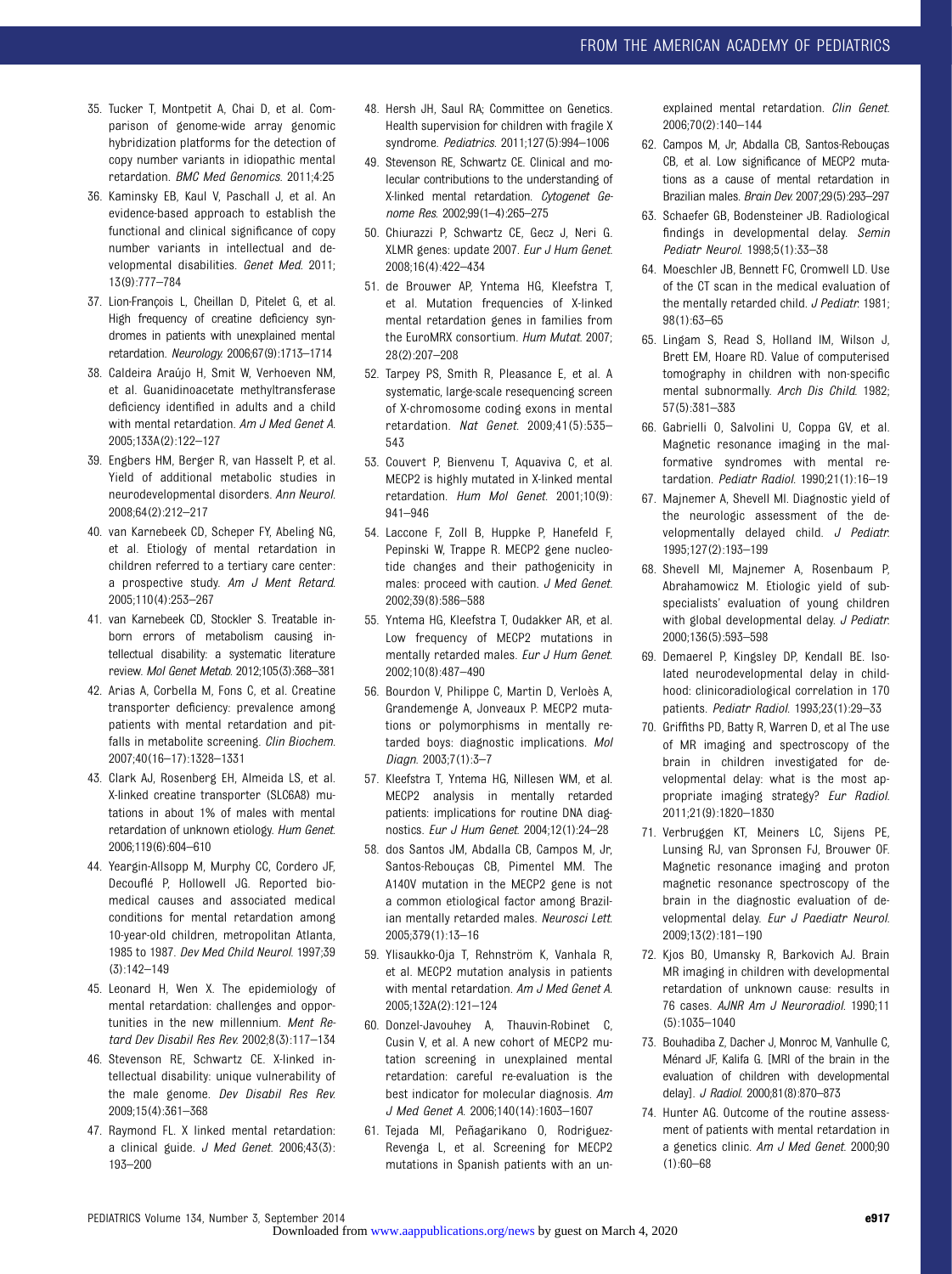35. Tucker T, Montpetit A, Chai D, et al. Comparison of genome-wide array genomic hybridization platforms for the detection of copy number variants in idiopathic mental retardation. *BMC Med Genomics*. 2011;4:25
36. Kaminsky EB, Kaul V, Paschall J, et al. An evidence-based approach to establish the functional and clinical significance of copy number variants in intellectual and developmental disabilities. *Genet Med*. 2011;13(9):777–784
37. Lion-François L, Cheillan D, Pitelet G, et al. High frequency of creatine deficiency syndromes in patients with unexplained mental retardation. *Neurology*. 2006;67(9):1713–1714
38. Caldeira Araújo H, Smit W, Verhoeven NM, et al. Guanidinoacetate methyltransferase deficiency identified in adults and a child with mental retardation. *Am J Med Genet A*. 2005;133A(2):122–127
39. Engbers HM, Berger R, van Hasselt P, et al. Yield of additional metabolic studies in neurodevelopmental disorders. *Ann Neurol*. 2008;64(2):212–217
40. van Karnebeek CD, Scheper FY, Abeling NG, et al. Etiology of mental retardation in children referred to a tertiary care center: a prospective study. *Am J Ment Retard*. 2005;110(4):253–267
41. van Karnebeek CD, Stockler S. Treatable inborn errors of metabolism causing intellectual disability: a systematic literature review. *Mol Genet Metab*. 2012;105(3):368–381
42. Arias A, Corbella M, Fons C, et al. Creatine transporter deficiency: prevalence among patients with mental retardation and pitfalls in metabolite screening. *Clin Biochem*. 2007;40(16–17):1328–1331
43. Clark AJ, Rosenberg EH, Almeida LS, et al. X-linked creatine transporter (SLC6A8) mutations in about 1% of males with mental retardation of unknown etiology. *Hum Genet*. 2006;119(6):604–610
44. Yeargin-Allsopp M, Murphy CC, Cordero JF, Decouflé P, Hollowell JG. Reported biomedical causes and associated medical conditions for mental retardation among 10-year-old children, metropolitan Atlanta, 1985 to 1987. *Dev Med Child Neurol*. 1997;39(3):142–149
45. Leonard H, Wen X. The epidemiology of mental retardation: challenges and opportunities in the new millennium. *Ment Retard Dev Disabil Res Rev*. 2002;8(3):117–134
46. Stevenson RE, Schwartz CE. X-linked intellectual disability: unique vulnerability of the male genome. *Dev Disabil Res Rev*. 2009;15(4):361–368
47. Raymond FL. X linked mental retardation: a clinical guide. *J Med Genet*. 2006;43(3):193–200
48. Hersh JH, Saul RA; Committee on Genetics. Health supervision for children with fragile X syndrome. *Pediatrics*. 2011;127(5):994–1006
49. Stevenson RE, Schwartz CE. Clinical and molecular contributions to the understanding of X-linked mental retardation. *Cytogenet Genome Res*. 2002;99(1–4):265–275
50. Chiurazzi P, Schwartz CE, Gecz J, Neri G. XLMR genes: update 2007. *Eur J Hum Genet*. 2008;16(4):422–434
51. de Brouwer AP, Yntema HG, Kleefstra T, et al. Mutation frequencies of X-linked mental retardation genes in families from the EuroMRX consortium. *Hum Mutat*. 2007;28(2):207–208
52. Tarpey PS, Smith R, Pleasance E, et al. A systematic, large-scale resequencing screen of X-chromosome coding exons in mental retardation. *Nat Genet*. 2009;41(5):535–543
53. Couvert P, Bienvenu T, Aquaviva C, et al. MECP2 is highly mutated in X-linked mental retardation. *Hum Mol Genet*. 2001;10(9):941–946
54. Laccone F, Zoll B, Huppke P, Hanefeld F, Pepinski W, Trappe R. MECP2 gene nucleotide changes and their pathogenicity in males: proceed with caution. *J Med Genet*. 2002;39(8):586–588
55. Yntema HG, Kleefstra T, Oudakker AR, et al. Low frequency of MECP2 mutations in mentally retarded males. *Eur J Hum Genet*. 2002;10(8):487–490
56. Bourdon V, Philippe C, Martin D, Verloès A, Grandemenge A, Jonveaux P. MECP2 mutations or polymorphisms in mentally retarded boys: diagnostic implications. *Mol Diagn*. 2003;7(1):3–7
57. Kleefstra T, Yntema HG, Nillesen WM, et al. MECP2 analysis in mentally retarded patients: implications for routine DNA diagnostics. *Eur J Hum Genet*. 2004;12(1):24–28
58. dos Santos JM, Abdalla CB, Campos M, Jr, Santos-Rebouças CB, Pimentel MM. The A140V mutation in the MECP2 gene is not a common etiological factor among Brazilian mentally retarded males. *Neurosci Lett*. 2005;379(1):13–16
59. Ylisaukko-Oja T, Rehnström K, Vanhala R, et al. MECP2 mutation analysis in patients with mental retardation. *Am J Med Genet A*. 2005;132A(2):121–124
60. Donzel-Javouhey A, Thauvin-Robinet C, Cusin V, et al. A new cohort of MECP2 mutation screening in unexplained mental retardation: careful re-evaluation is the best indicator for molecular diagnosis. *Am J Med Genet A*. 2006;140(14):1603–1607
61. Tejada MI, Peñagarikano O, Rodriguez-Revenga L, et al. Screening for MECP2 mutations in Spanish patients with an unexplained mental retardation. *Clin Genet*. 2006;70(2):140–144
62. Campos M, Jr, Abdalla CB, Santos-Rebouças CB, et al. Low significance of MECP2 mutations as a cause of mental retardation in Brazilian males. *Brain Dev*. 2007;29(5):293–297
63. Schaefer GB, Bodensteiner JB. Radiological findings in developmental delay. *Semin Pediatr Neurol*. 1998;5(1):33–38
64. Moeschler JB, Bennett FC, Cromwell LD. Use of the CT scan in the medical evaluation of the mentally retarded child. *J Pediatr*. 1981;98(1):63–65
65. Lingam S, Read S, Holland IM, Wilson J, Brett EM, Hoare RD. Value of computerised tomography in children with non-specific mental subnormally. *Arch Dis Child*. 1982;57(5):381–383
66. Gabrielli O, Salvolini U, Coppa GV, et al. Magnetic resonance imaging in the malformative syndromes with mental retardation. *Pediatr Radiol*. 1990;21(1):16–19
67. Majnemer A, Shevell MI. Diagnostic yield of the neurologic assessment of the developmentally delayed child. *J Pediatr*. 1995;127(2):193–199
68. Shevell MI, Majnemer A, Rosenbaum P, Abrahamowicz M. Etiologic yield of subspecialists' evaluation of young children with global developmental delay. *J Pediatr*. 2000;136(5):593–598
69. Demaerel P, Kingsley DP, Kendall BE. Isolated neurodevelopmental delay in childhood: clinicoradiological correlation in 170 patients. *Pediatr Radiol*. 1993;23(1):29–33
70. Griffiths PD, Batty R, Warren D, et al The use of MR imaging and spectroscopy of the brain in children investigated for developmental delay: what is the most appropriate imaging strategy? *Eur Radiol*. 2011;21(9):1820–1830
71. Verbruggen KT, Meiners LC, Sijens PE, Lunsing RJ, van Spronsen FJ, Brouwer OF. Magnetic resonance imaging and proton magnetic resonance spectroscopy of the brain in the diagnostic evaluation of developmental delay. *Eur J Paediatr Neurol*. 2009;13(2):181–190
72. Kjos BO, Umansky R, Barkovich AJ. Brain MR imaging in children with developmental retardation of unknown cause: results in 76 cases. *AJNR Am J Neuroradiol*. 1990;11(5):1035–1040
73. Bouhadiba Z, Dacher J, Monroc M, Vanhulle C, Ménard JF, Kalifa G. [MRI of the brain in the evaluation of children with developmental delay]. *J Radiol*. 2000;81(8):870–873
74. Hunter AG. Outcome of the routine assessment of patients with mental retardation in a genetics clinic. *Am J Med Genet*. 2000;90(1):60–68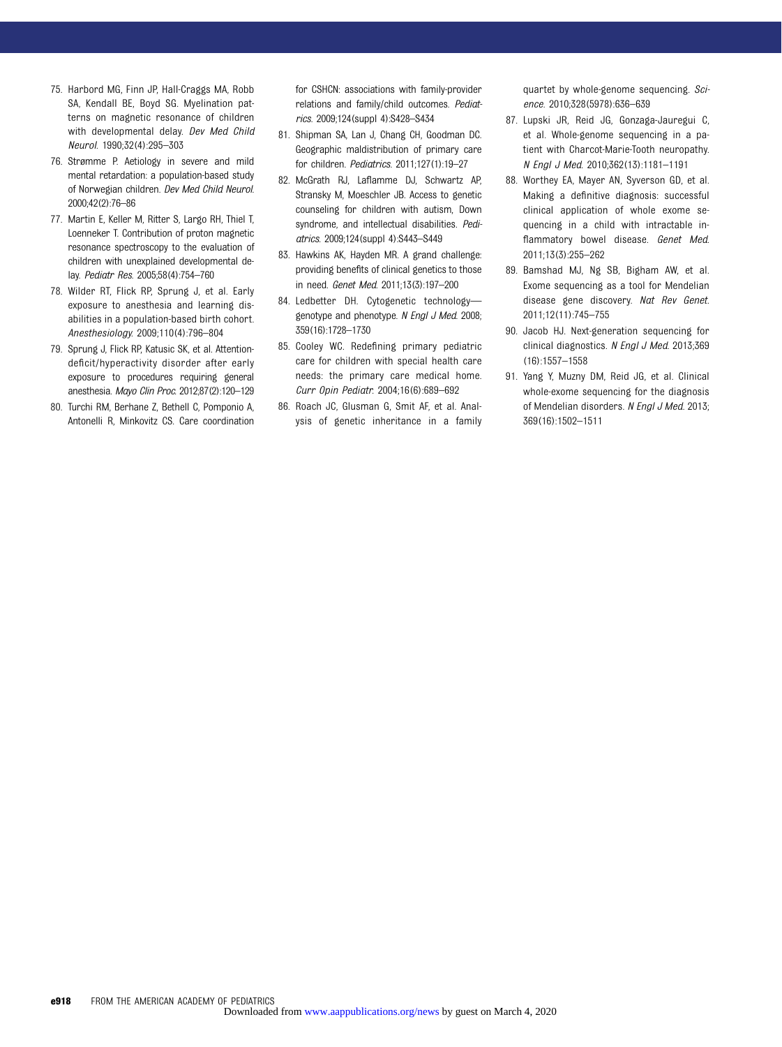75. Harbord MG, Finn JP, Hall-Craggs MA, Robb SA, Kendall BE, Boyd SG. Myelination patterns on magnetic resonance of children with developmental delay. *Dev Med Child Neurol.* 1990;32(4):295–303
76. Strømme P. Aetiology in severe and mild mental retardation: a population-based study of Norwegian children. *Dev Med Child Neurol.* 2000;42(2):76–86
77. Martin E, Keller M, Ritter S, Largo RH, Thiel T, Loenneker T. Contribution of proton magnetic resonance spectroscopy to the evaluation of children with unexplained developmental delay. *Pediatr Res.* 2005;58(4):754–760
78. Wilder RT, Flick RP, Sprung J, et al. Early exposure to anesthesia and learning disabilities in a population-based birth cohort. *Anesthesiology.* 2009;110(4):796–804
79. Sprung J, Flick RP, Katusic SK, et al. Attention-deficit/hyperactivity disorder after early exposure to procedures requiring general anesthesia. *Mayo Clin Proc.* 2012;87(2):120–129
80. Turchi RM, Berhane Z, Bethell C, Pomponio A, Antonelli R, Minkovitz CS. Care coordination for CSHCN: associations with family-provider relations and family/child outcomes. *Pediatrics.* 2009;124(suppl 4):S428–S434
81. Shipman SA, Lan J, Chang CH, Goodman DC. Geographic maldistribution of primary care for children. *Pediatrics.* 2011;127(1):19–27
82. McGrath RJ, Laflamme DJ, Schwartz AP, Stransky M, Moeschler JB. Access to genetic counseling for children with autism, Down syndrome, and intellectual disabilities. *Pediatrics.* 2009;124(suppl 4):S443–S449
83. Hawkins AK, Hayden MR. A grand challenge: providing benefits of clinical genetics to those in need. *Genet Med.* 2011;13(3):197–200
84. Ledbetter DH. Cytogenetic technology—genotype and phenotype. *N Engl J Med.* 2008;359(16):1728–1730
85. Cooley WC. Redefining primary pediatric care for children with special health care needs: the primary care medical home. *Curr Opin Pediatr.* 2004;16(6):689–692
86. Roach JC, Glusman G, Smit AF, et al. Analysis of genetic inheritance in a family quartet by whole-genome sequencing. *Science.* 2010;328(5978):636–639
87. Lupski JR, Reid JG, Gonzaga-Jauregui C, et al. Whole-genome sequencing in a patient with Charcot-Marie-Tooth neuropathy. *N Engl J Med.* 2010;362(13):1181–1191
88. Worthey EA, Mayer AN, Syverson GD, et al. Making a definitive diagnosis: successful clinical application of whole exome sequencing in a child with intractable inflammatory bowel disease. *Genet Med.* 2011;13(3):255–262
89. Bamshad MJ, Ng SB, Bigham AW, et al. Exome sequencing as a tool for Mendelian disease gene discovery. *Nat Rev Genet.* 2011;12(11):745–755
90. Jacob HJ. Next-generation sequencing for clinical diagnostics. *N Engl J Med.* 2013;369(16):1557–1558
91. Yang Y, Muzny DM, Reid JG, et al. Clinical whole-exome sequencing for the diagnosis of Mendelian disorders. *N Engl J Med.* 2013;369(16):1502–1511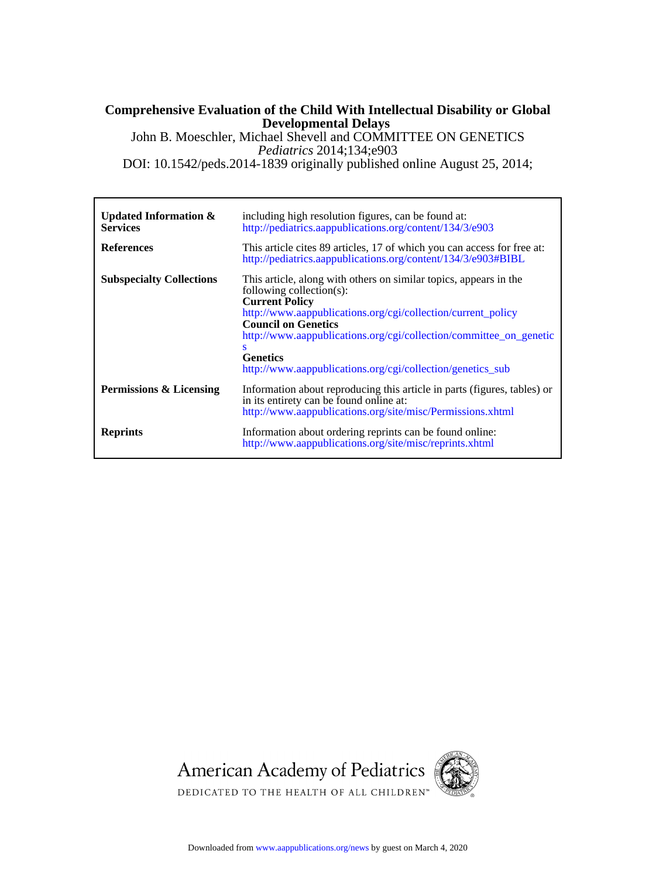**Comprehensive Evaluation of the Child With Intellectual Disability or Global Developmental Delays**

John B. Moeschler, Michael Shevell and COMMITTEE ON GENETICS

*Pediatrics* 2014;134;e903

DOI: 10.1542/peds.2014-1839 originally published online August 25, 2014;

| | |
|---|---|
| **Updated Information & Services** | including high resolution figures, can be found at: http://pediatrics.aappublications.org/content/134/3/e903 |
| **References** | This article cites 89 articles, 17 of which you can access for free at: http://pediatrics.aappublications.org/content/134/3/e903#BIBL |
| **Subspecialty Collections** | This article, along with others on similar topics, appears in the following collection(s): **Current Policy** http://www.aappublications.org/cgi/collection/current_policy **Council on Genetics** http://www.aappublications.org/cgi/collection/committee_on_genetics **Genetics** http://www.aappublications.org/cgi/collection/genetics_sub |
| **Permissions & Licensing** | Information about reproducing this article in parts (figures, tables) or in its entirety can be found online at: http://www.aappublications.org/site/misc/Permissions.xhtml |
| **Reprints** | Information about ordering reprints can be found online: http://www.aappublications.org/site/misc/reprints.xhtml |

American Academy of Pediatrics

DEDICATED TO THE HEALTH OF ALL CHILDREN™

Downloaded from www.aappublications.org/news by guest on March 4, 2020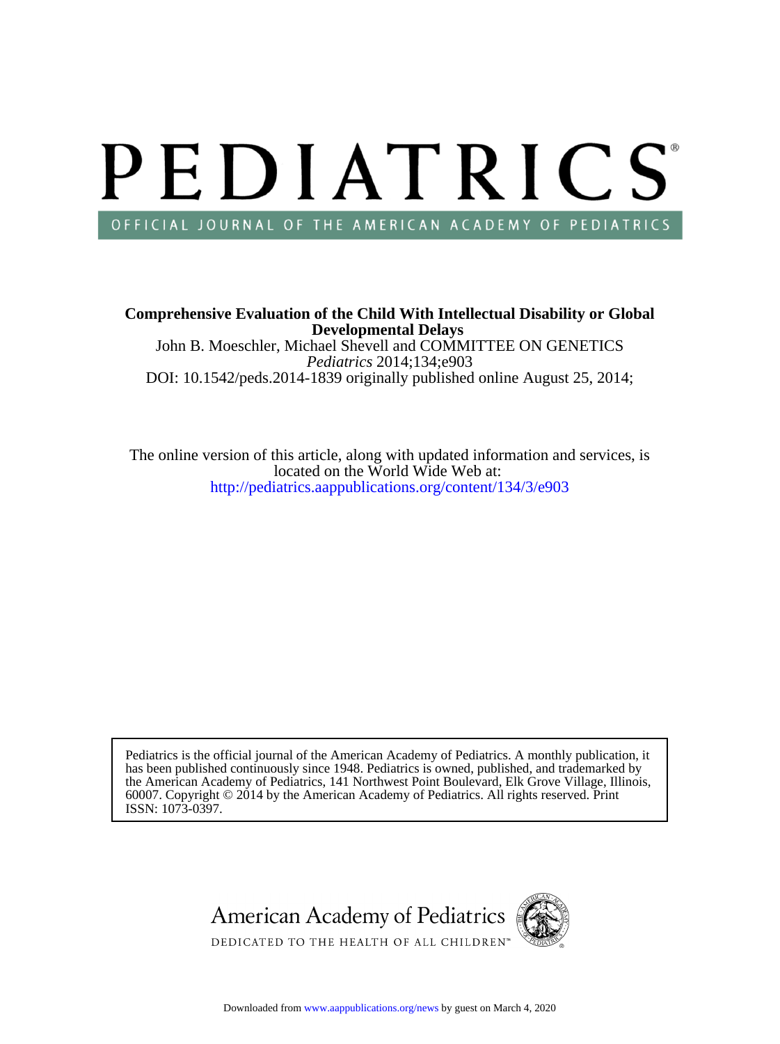# PEDIATRICS®

OFFICIAL JOURNAL OF THE AMERICAN ACADEMY OF PEDIATRICS

**Comprehensive Evaluation of the Child With Intellectual Disability or Global Developmental Delays**

John B. Moeschler, Michael Shevell and COMMITTEE ON GENETICS

*Pediatrics* 2014;134;e903

DOI: 10.1542/peds.2014-1839 originally published online August 25, 2014;

The online version of this article, along with updated information and services, is located on the World Wide Web at:

http://pediatrics.aappublications.org/content/134/3/e903

Pediatrics is the official journal of the American Academy of Pediatrics. A monthly publication, it has been published continuously since 1948. Pediatrics is owned, published, and trademarked by the American Academy of Pediatrics, 141 Northwest Point Boulevard, Elk Grove Village, Illinois, 60007. Copyright © 2014 by the American Academy of Pediatrics. All rights reserved. Print ISSN: 1073-0397.

American Academy of Pediatrics

DEDICATED TO THE HEALTH OF ALL CHILDREN™

Downloaded from www.aappublications.org/news by guest on March 4, 2020